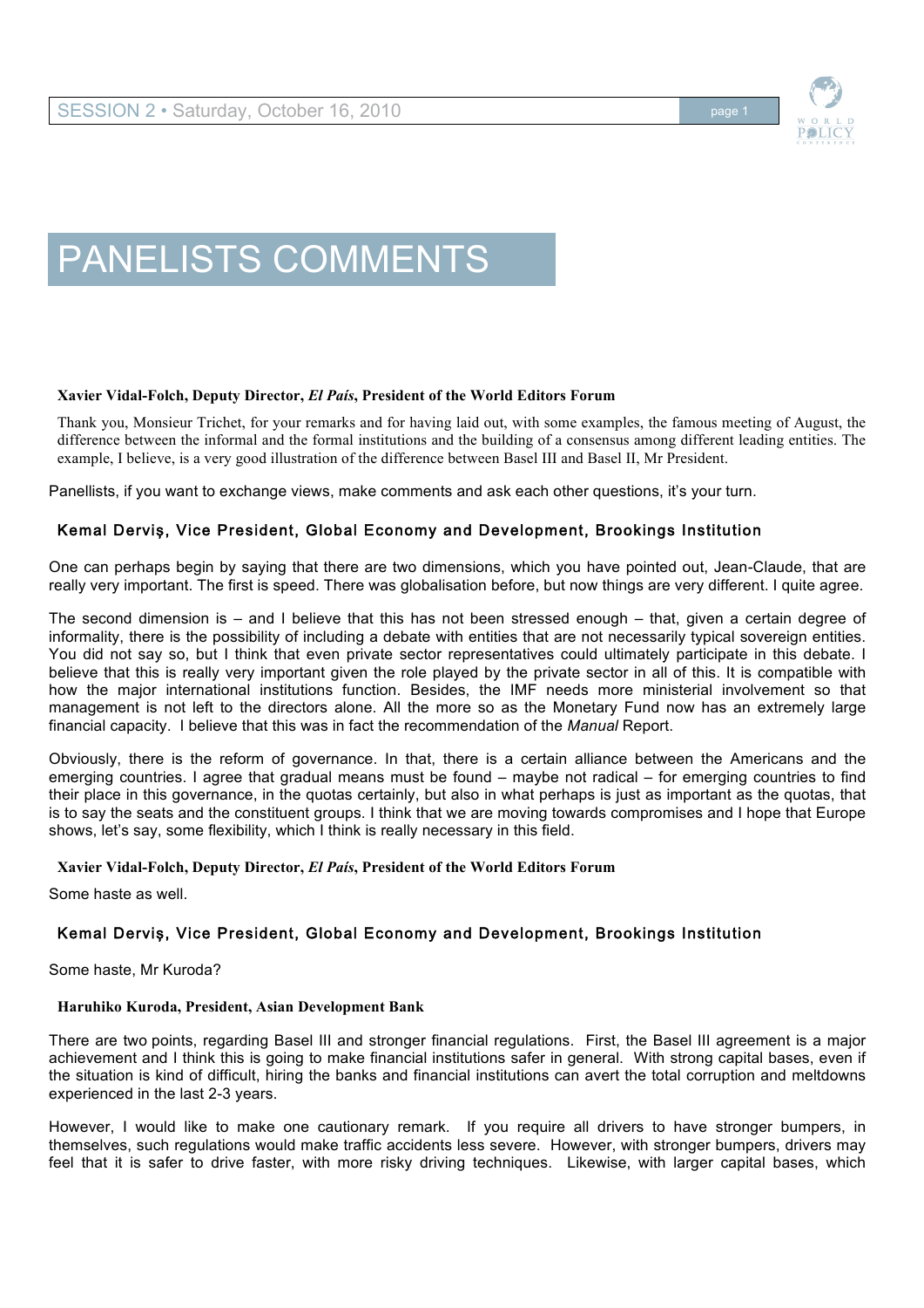# PANELISTS COMMENTS

**Xavier Vidal-Folch, Deputy Director, *El País*, President of the World Editors Forum**

Thank you, Monsieur Trichet, for your remarks and for having laid out, with some examples, the famous meeting of August, the difference between the informal and the formal institutions and the building of a consensus among different leading entities. The example, I believe, is a very good illustration of the difference between Basel III and Basel II, Mr President.

Panellists, if you want to exchange views, make comments and ask each other questions, it's your turn.

**Kemal Derviş, Vice President, Global Economy and Development, Brookings Institution**

One can perhaps begin by saying that there are two dimensions, which you have pointed out, Jean-Claude, that are really very important. The first is speed. There was globalisation before, but now things are very different. I quite agree.

The second dimension is – and I believe that this has not been stressed enough – that, given a certain degree of informality, there is the possibility of including a debate with entities that are not necessarily typical sovereign entities. You did not say so, but I think that even private sector representatives could ultimately participate in this debate. I believe that this is really very important given the role played by the private sector in all of this. It is compatible with how the major international institutions function. Besides, the IMF needs more ministerial involvement so that management is not left to the directors alone. All the more so as the Monetary Fund now has an extremely large financial capacity. I believe that this was in fact the recommendation of the *Manual* Report.

Obviously, there is the reform of governance. In that, there is a certain alliance between the Americans and the emerging countries. I agree that gradual means must be found – maybe not radical – for emerging countries to find their place in this governance, in the quotas certainly, but also in what perhaps is just as important as the quotas, that is to say the seats and the constituent groups. I think that we are moving towards compromises and I hope that Europe shows, let's say, some flexibility, which I think is really necessary in this field.

**Xavier Vidal-Folch, Deputy Director, *El País*, President of the World Editors Forum**

Some haste as well.

**Kemal Derviş, Vice President, Global Economy and Development, Brookings Institution**

Some haste, Mr Kuroda?

**Haruhiko Kuroda, President, Asian Development Bank**

There are two points, regarding Basel III and stronger financial regulations. First, the Basel III agreement is a major achievement and I think this is going to make financial institutions safer in general. With strong capital bases, even if the situation is kind of difficult, hiring the banks and financial institutions can avert the total corruption and meltdowns experienced in the last 2-3 years.

However, I would like to make one cautionary remark. If you require all drivers to have stronger bumpers, in themselves, such regulations would make traffic accidents less severe. However, with stronger bumpers, drivers may feel that it is safer to drive faster, with more risky driving techniques. Likewise, with larger capital bases, which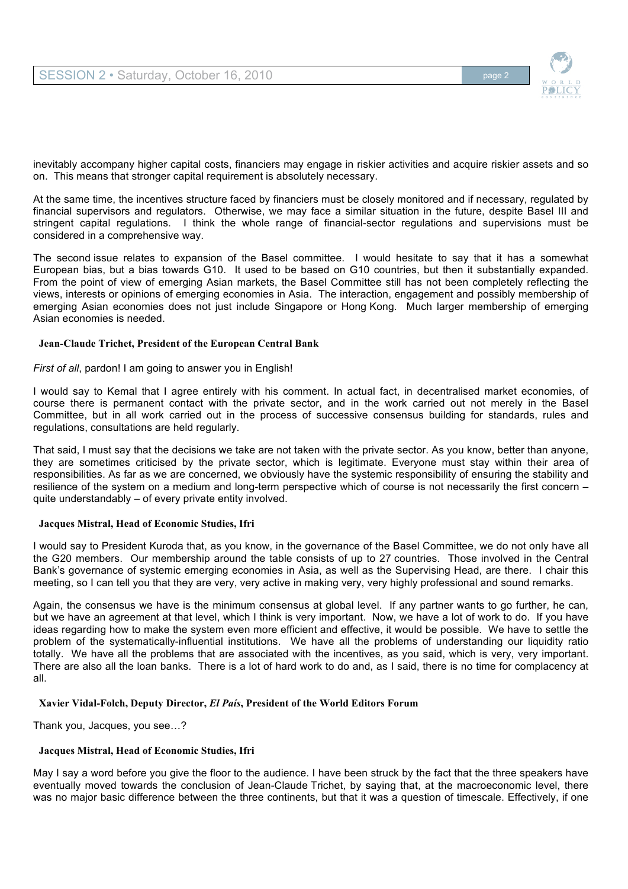inevitably accompany higher capital costs, financiers may engage in riskier activities and acquire riskier assets and so on. This means that stronger capital requirement is absolutely necessary.

At the same time, the incentives structure faced by financiers must be closely monitored and if necessary, regulated by financial supervisors and regulators. Otherwise, we may face a similar situation in the future, despite Basel III and stringent capital regulations. I think the whole range of financial-sector regulations and supervisions must be considered in a comprehensive way.

The second issue relates to expansion of the Basel committee. I would hesitate to say that it has a somewhat European bias, but a bias towards G10. It used to be based on G10 countries, but then it substantially expanded. From the point of view of emerging Asian markets, the Basel Committee still has not been completely reflecting the views, interests or opinions of emerging economies in Asia. The interaction, engagement and possibly membership of emerging Asian economies does not just include Singapore or Hong Kong. Much larger membership of emerging Asian economies is needed.

**Jean-Claude Trichet, President of the European Central Bank**

*First of all*, pardon! I am going to answer you in English!

I would say to Kemal that I agree entirely with his comment. In actual fact, in decentralised market economies, of course there is permanent contact with the private sector, and in the work carried out not merely in the Basel Committee, but in all work carried out in the process of successive consensus building for standards, rules and regulations, consultations are held regularly.

That said, I must say that the decisions we take are not taken with the private sector. As you know, better than anyone, they are sometimes criticised by the private sector, which is legitimate. Everyone must stay within their area of responsibilities. As far as we are concerned, we obviously have the systemic responsibility of ensuring the stability and resilience of the system on a medium and long-term perspective which of course is not necessarily the first concern – quite understandably – of every private entity involved.

**Jacques Mistral, Head of Economic Studies, Ifri**

I would say to President Kuroda that, as you know, in the governance of the Basel Committee, we do not only have all the G20 members. Our membership around the table consists of up to 27 countries. Those involved in the Central Bank's governance of systemic emerging economies in Asia, as well as the Supervising Head, are there. I chair this meeting, so I can tell you that they are very, very active in making very, very highly professional and sound remarks.

Again, the consensus we have is the minimum consensus at global level. If any partner wants to go further, he can, but we have an agreement at that level, which I think is very important. Now, we have a lot of work to do. If you have ideas regarding how to make the system even more efficient and effective, it would be possible. We have to settle the problem of the systematically-influential institutions. We have all the problems of understanding our liquidity ratio totally. We have all the problems that are associated with the incentives, as you said, which is very, very important. There are also all the loan banks. There is a lot of hard work to do and, as I said, there is no time for complacency at all.

**Xavier Vidal-Folch, Deputy Director, *El País*, President of the World Editors Forum**

Thank you, Jacques, you see…?

**Jacques Mistral, Head of Economic Studies, Ifri**

May I say a word before you give the floor to the audience. I have been struck by the fact that the three speakers have eventually moved towards the conclusion of Jean-Claude Trichet, by saying that, at the macroeconomic level, there was no major basic difference between the three continents, but that it was a question of timescale. Effectively, if one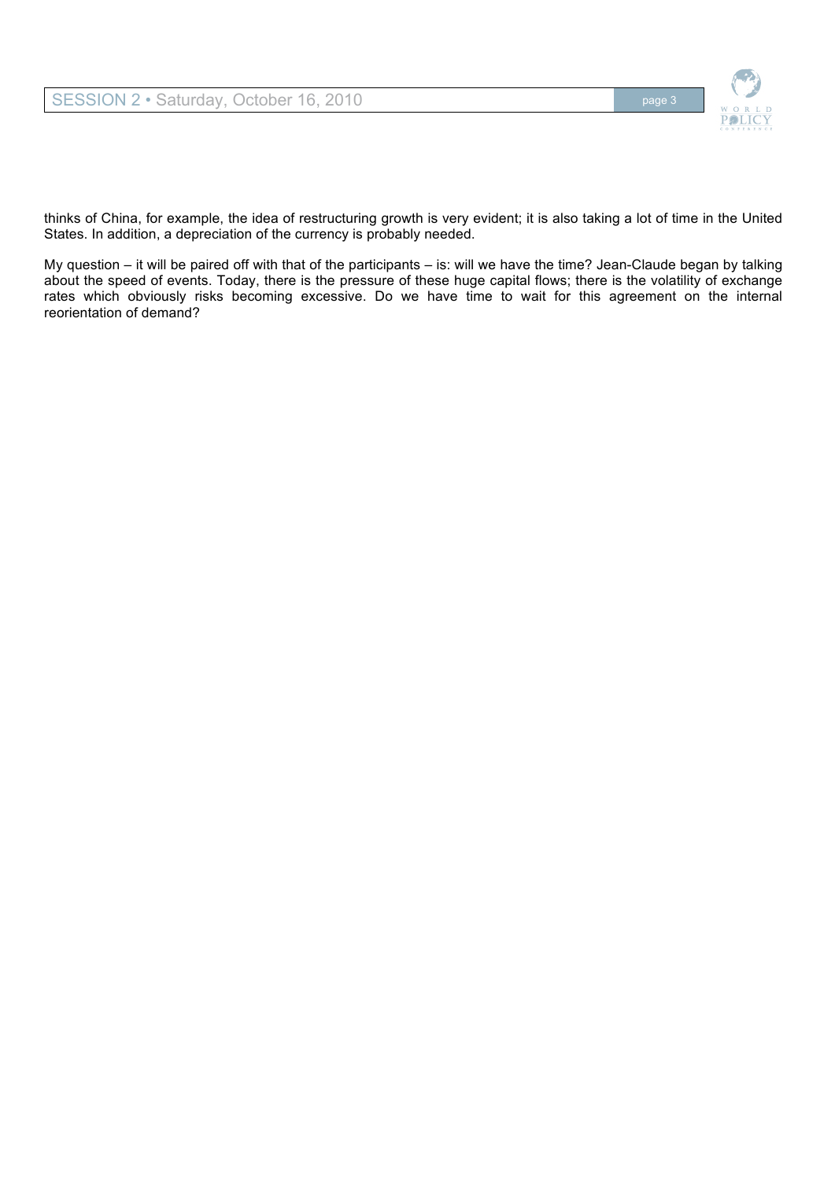thinks of China, for example, the idea of restructuring growth is very evident; it is also taking a lot of time in the United States. In addition, a depreciation of the currency is probably needed.

My question – it will be paired off with that of the participants – is: will we have the time? Jean-Claude began by talking about the speed of events. Today, there is the pressure of these huge capital flows; there is the volatility of exchange rates which obviously risks becoming excessive. Do we have time to wait for this agreement on the internal reorientation of demand?